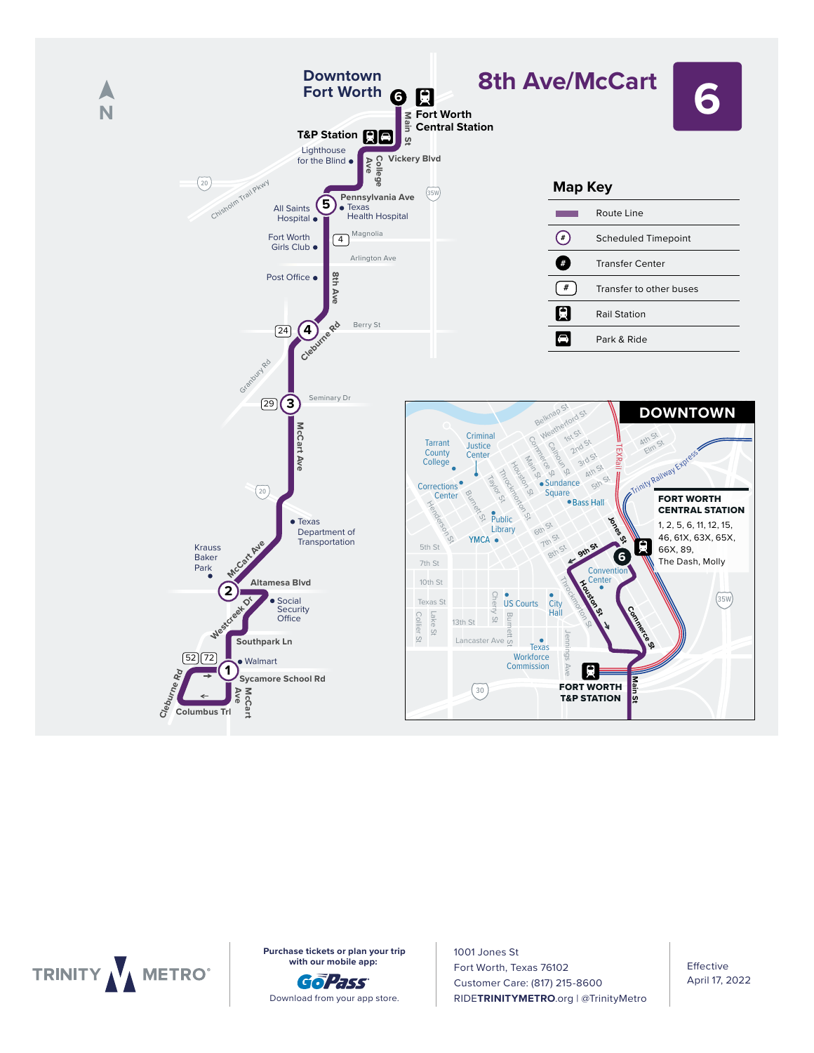# 8th Ave/McCart 6

## Downtown Fort Worth

- 6 Fort Worth Central Station
- T&P Station
- Lighthouse for the Blind
- College Ave
- Vickery Blvd
- Main St
- 5 Pennsylvania Ave
- Texas Health Hospital
- All Saints Hospital
- Chisholm Trail Pkwy
- Fort Worth Girls Club
- Magnolia
- Arlington Ave
- Post Office
- 8th Ave
- 4 Cleburne Rd
- Berry St
- Granbury Rd
- 3 Seminary Dr
- McCart Ave
- Texas Department of Transportation
- Krauss Baker Park
- 2 Altamesa Blvd
- Westcreek Dr
- Social Security Office
- Southpark Ln
- 1 Walmart
- Sycamore School Rd
- Cleburne Rd
- Columbus Trl

## Map Key

| Symbol | Meaning |
| --- | --- |
| ▬ | Route Line |
| (#) | Scheduled Timepoint |
| ● | Transfer Center |
| [#] | Transfer to other buses |
| 🚉 | Rail Station |
| 🚗 | Park & Ride |

## DOWNTOWN

Tarrant County College, Criminal Justice Center, Corrections Center, Sundance Square, Bass Hall, Public Library, YMCA, Convention Center, US Courts, City Hall, Texas Workforce Commission, FORT WORTH T&P STATION

**FORT WORTH CENTRAL STATION**
1, 2, 5, 6, 11, 12, 15, 46, 61X, 63X, 65X, 66X, 89, The Dash, Molly

---

TRINITY METRO

Purchase tickets or plan your trip with our mobile app:
GoPass
Download from your app store.

1001 Jones St
Fort Worth, Texas 76102
Customer Care: (817) 215-8600
RIDETRINITYMETRO.org | @TrinityMetro

Effective
April 17, 2022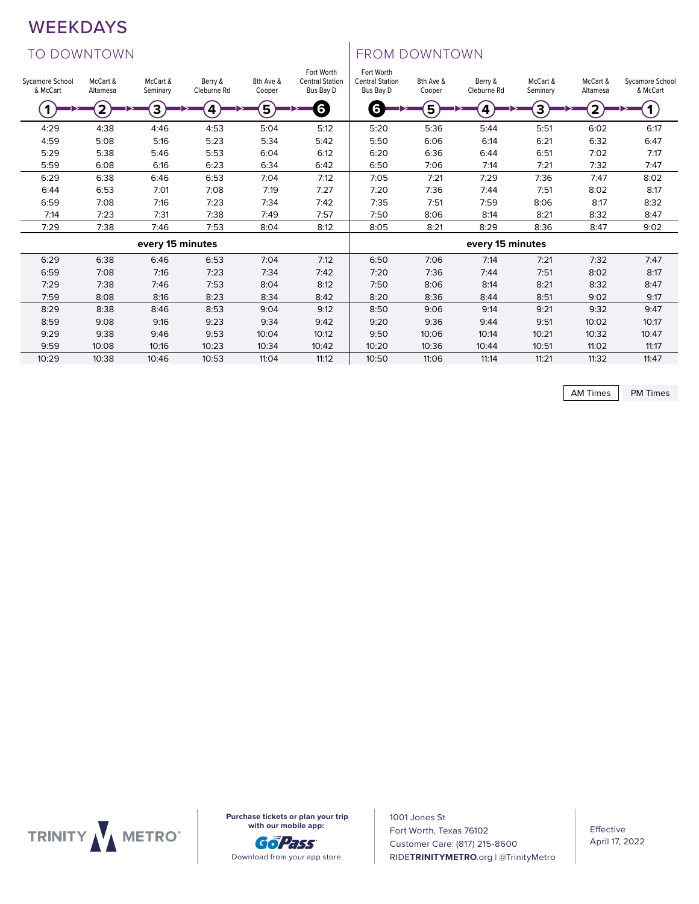# WEEKDAYS

## TO DOWNTOWN

| Sycamore School & McCart (1) | McCart & Altamesa (2) | McCart & Seminary (3) | Berry & Cleburne Rd (4) | 8th Ave & Cooper (5) | Fort Worth Central Station Bus Bay D (6) |
|---|---|---|---|---|---|
| 4:29 | 4:38 | 4:46 | 4:53 | 5:04 | 5:12 |
| 4:59 | 5:08 | 5:16 | 5:23 | 5:34 | 5:42 |
| 5:29 | 5:38 | 5:46 | 5:53 | 6:04 | 6:12 |
| 5:59 | 6:08 | 6:16 | 6:23 | 6:34 | 6:42 |
| 6:29 | 6:38 | 6:46 | 6:53 | 7:04 | 7:12 |
| 6:44 | 6:53 | 7:01 | 7:08 | 7:19 | 7:27 |
| 6:59 | 7:08 | 7:16 | 7:23 | 7:34 | 7:42 |
| 7:14 | 7:23 | 7:31 | 7:38 | 7:49 | 7:57 |
| 7:29 | 7:38 | 7:46 | 7:53 | 8:04 | 8:12 |
| every 15 minutes | | | | | |
| 6:29 | 6:38 | 6:46 | 6:53 | 7:04 | 7:12 |
| 6:59 | 7:08 | 7:16 | 7:23 | 7:34 | 7:42 |
| 7:29 | 7:38 | 7:46 | 7:53 | 8:04 | 8:12 |
| 7:59 | 8:08 | 8:16 | 8:23 | 8:34 | 8:42 |
| 8:29 | 8:38 | 8:46 | 8:53 | 9:04 | 9:12 |
| 8:59 | 9:08 | 9:16 | 9:23 | 9:34 | 9:42 |
| 9:29 | 9:38 | 9:46 | 9:53 | 10:04 | 10:12 |
| 9:59 | 10:08 | 10:16 | 10:23 | 10:34 | 10:42 |
| 10:29 | 10:38 | 10:46 | 10:53 | 11:04 | 11:12 |

## FROM DOWNTOWN

| Fort Worth Central Station Bus Bay D (6) | 8th Ave & Cooper (5) | Berry & Cleburne Rd (4) | McCart & Seminary (3) | McCart & Altamesa (2) | Sycamore School & McCart (1) |
|---|---|---|---|---|---|
| 5:20 | 5:36 | 5:44 | 5:51 | 6:02 | 6:17 |
| 5:50 | 6:06 | 6:14 | 6:21 | 6:32 | 6:47 |
| 6:20 | 6:36 | 6:44 | 6:51 | 7:02 | 7:17 |
| 6:50 | 7:06 | 7:14 | 7:21 | 7:32 | 7:47 |
| 7:05 | 7:21 | 7:29 | 7:36 | 7:47 | 8:02 |
| 7:20 | 7:36 | 7:44 | 7:51 | 8:02 | 8:17 |
| 7:35 | 7:51 | 7:59 | 8:06 | 8:17 | 8:32 |
| 7:50 | 8:06 | 8:14 | 8:21 | 8:32 | 8:47 |
| 8:05 | 8:21 | 8:29 | 8:36 | 8:47 | 9:02 |
| every 15 minutes | | | | | |
| 6:50 | 7:06 | 7:14 | 7:21 | 7:32 | 7:47 |
| 7:20 | 7:36 | 7:44 | 7:51 | 8:02 | 8:17 |
| 7:50 | 8:06 | 8:14 | 8:21 | 8:32 | 8:47 |
| 8:20 | 8:36 | 8:44 | 8:51 | 9:02 | 9:17 |
| 8:50 | 9:06 | 9:14 | 9:21 | 9:32 | 9:47 |
| 9:20 | 9:36 | 9:44 | 9:51 | 10:02 | 10:17 |
| 9:50 | 10:06 | 10:14 | 10:21 | 10:32 | 10:47 |
| 10:20 | 10:36 | 10:44 | 10:51 | 11:02 | 11:17 |
| 10:50 | 11:06 | 11:14 | 11:21 | 11:32 | 11:47 |

AM Times | PM Times

TRINITY METRO®

**Purchase tickets or plan your trip with our mobile app:**

GoPass

Download from your app store.

1001 Jones St
Fort Worth, Texas 76102
Customer Care: (817) 215-8600
RIDE**TRINITYMETRO**.org | @TrinityMetro

Effective
April 17, 2022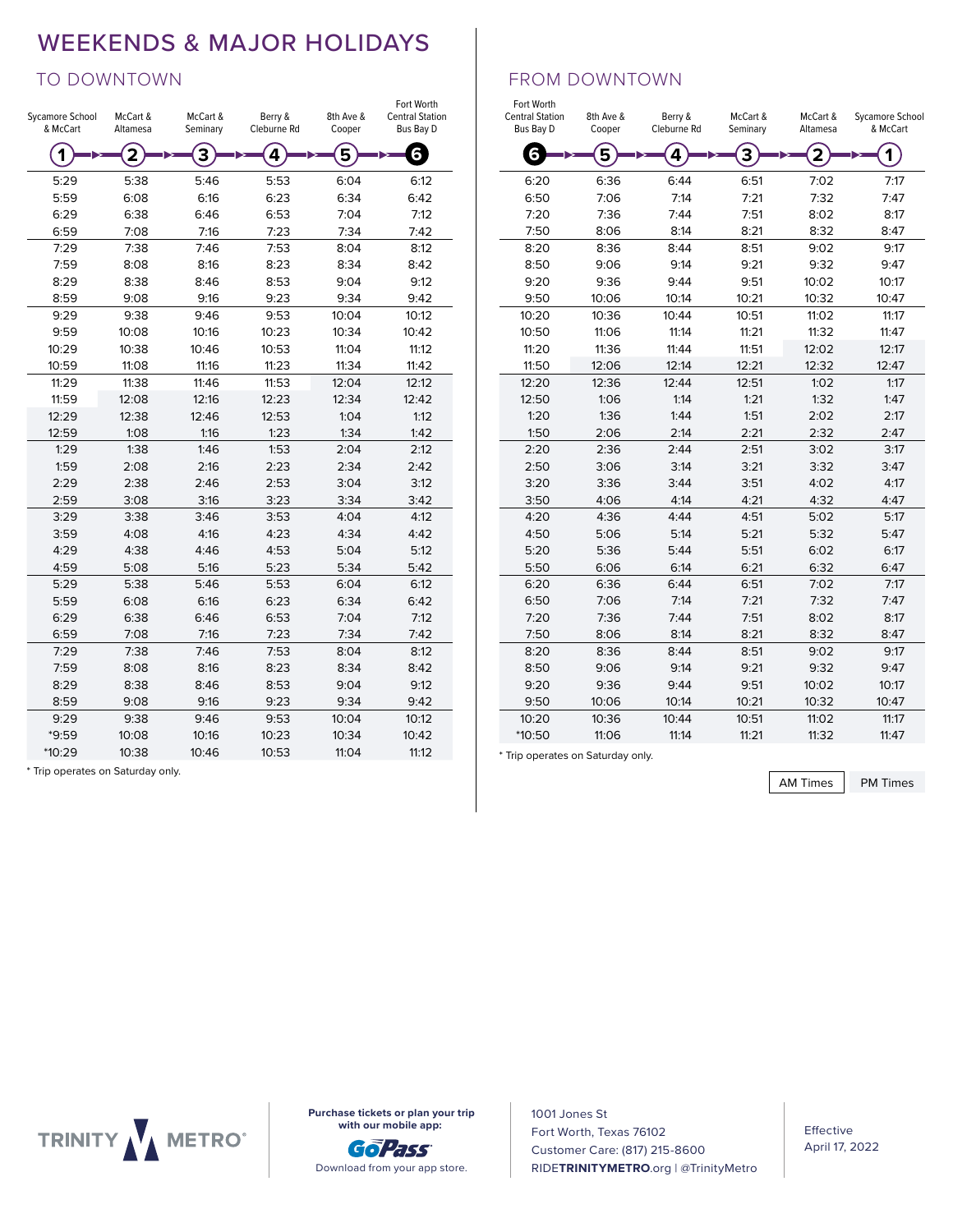# WEEKENDS & MAJOR HOLIDAYS

## TO DOWNTOWN

| Sycamore School & McCart (1) | McCart & Altamesa (2) | McCart & Seminary (3) | Berry & Cleburne Rd (4) | 8th Ave & Cooper (5) | Fort Worth Central Station Bus Bay D (6) |
|---|---|---|---|---|---|
| 5:29 | 5:38 | 5:46 | 5:53 | 6:04 | 6:12 |
| 5:59 | 6:08 | 6:16 | 6:23 | 6:34 | 6:42 |
| 6:29 | 6:38 | 6:46 | 6:53 | 7:04 | 7:12 |
| 6:59 | 7:08 | 7:16 | 7:23 | 7:34 | 7:42 |
| 7:29 | 7:38 | 7:46 | 7:53 | 8:04 | 8:12 |
| 7:59 | 8:08 | 8:16 | 8:23 | 8:34 | 8:42 |
| 8:29 | 8:38 | 8:46 | 8:53 | 9:04 | 9:12 |
| 8:59 | 9:08 | 9:16 | 9:23 | 9:34 | 9:42 |
| 9:29 | 9:38 | 9:46 | 9:53 | 10:04 | 10:12 |
| 9:59 | 10:08 | 10:16 | 10:23 | 10:34 | 10:42 |
| 10:29 | 10:38 | 10:46 | 10:53 | 11:04 | 11:12 |
| 10:59 | 11:08 | 11:16 | 11:23 | 11:34 | 11:42 |
| 11:29 | 11:38 | 11:46 | 11:53 | 12:04 | 12:12 |
| 11:59 | 12:08 | 12:16 | 12:23 | 12:34 | 12:42 |
| 12:29 | 12:38 | 12:46 | 12:53 | 1:04 | 1:12 |
| 12:59 | 1:08 | 1:16 | 1:23 | 1:34 | 1:42 |
| 1:29 | 1:38 | 1:46 | 1:53 | 2:04 | 2:12 |
| 1:59 | 2:08 | 2:16 | 2:23 | 2:34 | 2:42 |
| 2:29 | 2:38 | 2:46 | 2:53 | 3:04 | 3:12 |
| 2:59 | 3:08 | 3:16 | 3:23 | 3:34 | 3:42 |
| 3:29 | 3:38 | 3:46 | 3:53 | 4:04 | 4:12 |
| 3:59 | 4:08 | 4:16 | 4:23 | 4:34 | 4:42 |
| 4:29 | 4:38 | 4:46 | 4:53 | 5:04 | 5:12 |
| 4:59 | 5:08 | 5:16 | 5:23 | 5:34 | 5:42 |
| 5:29 | 5:38 | 5:46 | 5:53 | 6:04 | 6:12 |
| 5:59 | 6:08 | 6:16 | 6:23 | 6:34 | 6:42 |
| 6:29 | 6:38 | 6:46 | 6:53 | 7:04 | 7:12 |
| 6:59 | 7:08 | 7:16 | 7:23 | 7:34 | 7:42 |
| 7:29 | 7:38 | 7:46 | 7:53 | 8:04 | 8:12 |
| 7:59 | 8:08 | 8:16 | 8:23 | 8:34 | 8:42 |
| 8:29 | 8:38 | 8:46 | 8:53 | 9:04 | 9:12 |
| 8:59 | 9:08 | 9:16 | 9:23 | 9:34 | 9:42 |
| 9:29 | 9:38 | 9:46 | 9:53 | 10:04 | 10:12 |
| *9:59 | 10:08 | 10:16 | 10:23 | 10:34 | 10:42 |
| *10:29 | 10:38 | 10:46 | 10:53 | 11:04 | 11:12 |

* Trip operates on Saturday only.

## FROM DOWNTOWN

| Fort Worth Central Station Bus Bay D (6) | 8th Ave & Cooper (5) | Berry & Cleburne Rd (4) | McCart & Seminary (3) | McCart & Altamesa (2) | Sycamore School & McCart (1) |
|---|---|---|---|---|---|
| 6:20 | 6:36 | 6:44 | 6:51 | 7:02 | 7:17 |
| 6:50 | 7:06 | 7:14 | 7:21 | 7:32 | 7:47 |
| 7:20 | 7:36 | 7:44 | 7:51 | 8:02 | 8:17 |
| 7:50 | 8:06 | 8:14 | 8:21 | 8:32 | 8:47 |
| 8:20 | 8:36 | 8:44 | 8:51 | 9:02 | 9:17 |
| 8:50 | 9:06 | 9:14 | 9:21 | 9:32 | 9:47 |
| 9:20 | 9:36 | 9:44 | 9:51 | 10:02 | 10:17 |
| 9:50 | 10:06 | 10:14 | 10:21 | 10:32 | 10:47 |
| 10:20 | 10:36 | 10:44 | 10:51 | 11:02 | 11:17 |
| 10:50 | 11:06 | 11:14 | 11:21 | 11:32 | 11:47 |
| 11:20 | 11:36 | 11:44 | 11:51 | 12:02 | 12:17 |
| 11:50 | 12:06 | 12:14 | 12:21 | 12:32 | 12:47 |
| 12:20 | 12:36 | 12:44 | 12:51 | 1:02 | 1:17 |
| 12:50 | 1:06 | 1:14 | 1:21 | 1:32 | 1:47 |
| 1:20 | 1:36 | 1:44 | 1:51 | 2:02 | 2:17 |
| 1:50 | 2:06 | 2:14 | 2:21 | 2:32 | 2:47 |
| 2:20 | 2:36 | 2:44 | 2:51 | 3:02 | 3:17 |
| 2:50 | 3:06 | 3:14 | 3:21 | 3:32 | 3:47 |
| 3:20 | 3:36 | 3:44 | 3:51 | 4:02 | 4:17 |
| 3:50 | 4:06 | 4:14 | 4:21 | 4:32 | 4:47 |
| 4:20 | 4:36 | 4:44 | 4:51 | 5:02 | 5:17 |
| 4:50 | 5:06 | 5:14 | 5:21 | 5:32 | 5:47 |
| 5:20 | 5:36 | 5:44 | 5:51 | 6:02 | 6:17 |
| 5:50 | 6:06 | 6:14 | 6:21 | 6:32 | 6:47 |
| 6:20 | 6:36 | 6:44 | 6:51 | 7:02 | 7:17 |
| 6:50 | 7:06 | 7:14 | 7:21 | 7:32 | 7:47 |
| 7:20 | 7:36 | 7:44 | 7:51 | 8:02 | 8:17 |
| 7:50 | 8:06 | 8:14 | 8:21 | 8:32 | 8:47 |
| 8:20 | 8:36 | 8:44 | 8:51 | 9:02 | 9:17 |
| 8:50 | 9:06 | 9:14 | 9:21 | 9:32 | 9:47 |
| 9:20 | 9:36 | 9:44 | 9:51 | 10:02 | 10:17 |
| 9:50 | 10:06 | 10:14 | 10:21 | 10:32 | 10:47 |
| 10:20 | 10:36 | 10:44 | 10:51 | 11:02 | 11:17 |
| *10:50 | 11:06 | 11:14 | 11:21 | 11:32 | 11:47 |

* Trip operates on Saturday only.

AM Times | PM Times

TRINITY METRO®

**Purchase tickets or plan your trip with our mobile app:**

GoPass

Download from your app store.

1001 Jones St
Fort Worth, Texas 76102
Customer Care: (817) 215-8600
RIDE**TRINITYMETRO**.org | @TrinityMetro

Effective
April 17, 2022